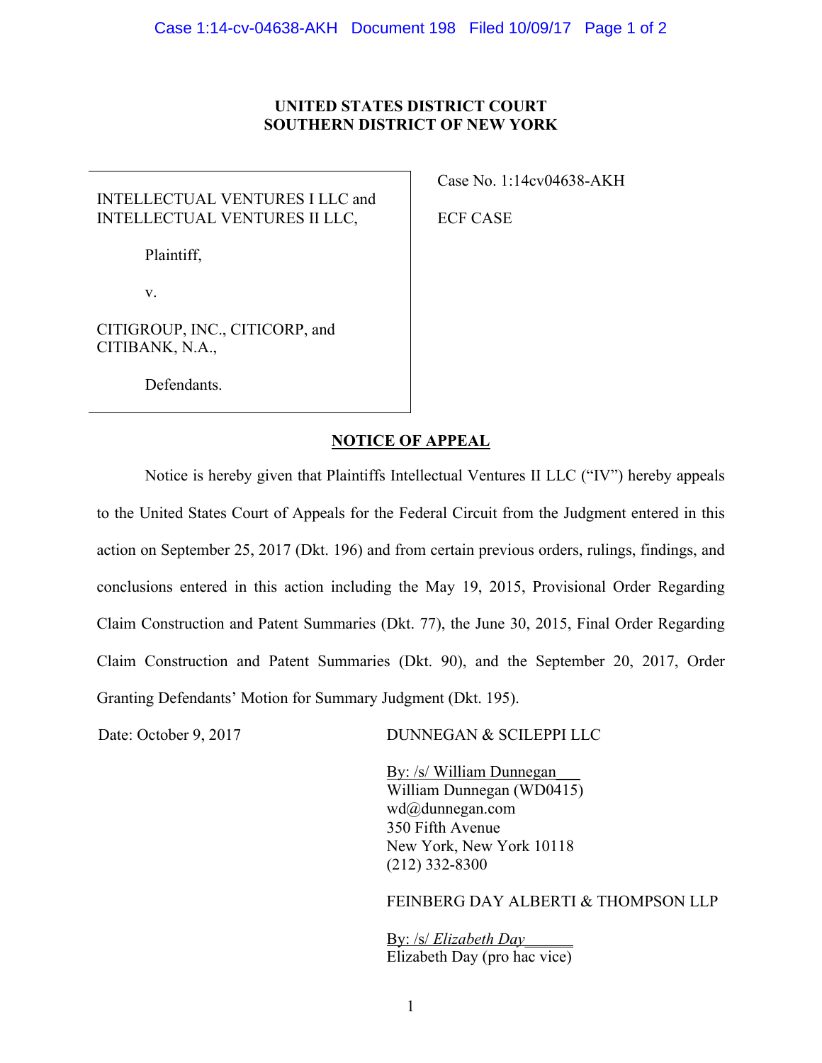**UNITED STATES DISTRICT COURT**
**SOUTHERN DISTRICT OF NEW YORK**

INTELLECTUAL VENTURES I LLC and INTELLECTUAL VENTURES II LLC,

Plaintiff,

v.

CITIGROUP, INC., CITICORP, and CITIBANK, N.A.,

Defendants.

Case No. 1:14cv04638-AKH

ECF CASE

**NOTICE OF APPEAL**

Notice is hereby given that Plaintiffs Intellectual Ventures II LLC ("IV") hereby appeals to the United States Court of Appeals for the Federal Circuit from the Judgment entered in this action on September 25, 2017 (Dkt. 196) and from certain previous orders, rulings, findings, and conclusions entered in this action including the May 19, 2015, Provisional Order Regarding Claim Construction and Patent Summaries (Dkt. 77), the June 30, 2015, Final Order Regarding Claim Construction and Patent Summaries (Dkt. 90), and the September 20, 2017, Order Granting Defendants' Motion for Summary Judgment (Dkt. 195).

Date: October 9, 2017

DUNNEGAN & SCILEPPI LLC

By: /s/ William Dunnegan
William Dunnegan (WD0415)
wd@dunnegan.com
350 Fifth Avenue
New York, New York 10118
(212) 332-8300

FEINBERG DAY ALBERTI & THOMPSON LLP

By: /s/ *Elizabeth Day*
Elizabeth Day (pro hac vice)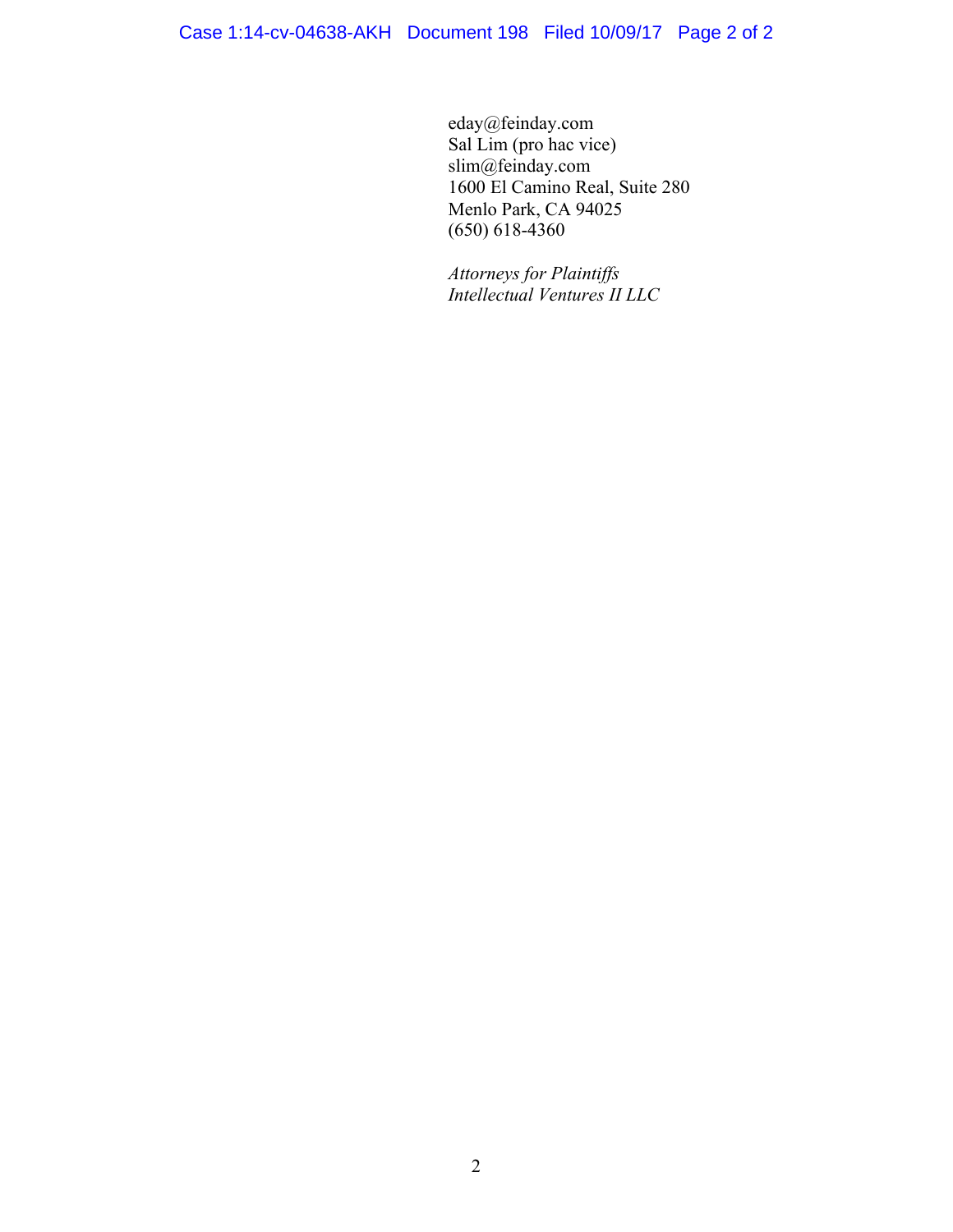eday@feinday.com
Sal Lim (pro hac vice)
slim@feinday.com
1600 El Camino Real, Suite 280
Menlo Park, CA 94025
(650) 618-4360

*Attorneys for Plaintiffs*
*Intellectual Ventures II LLC*